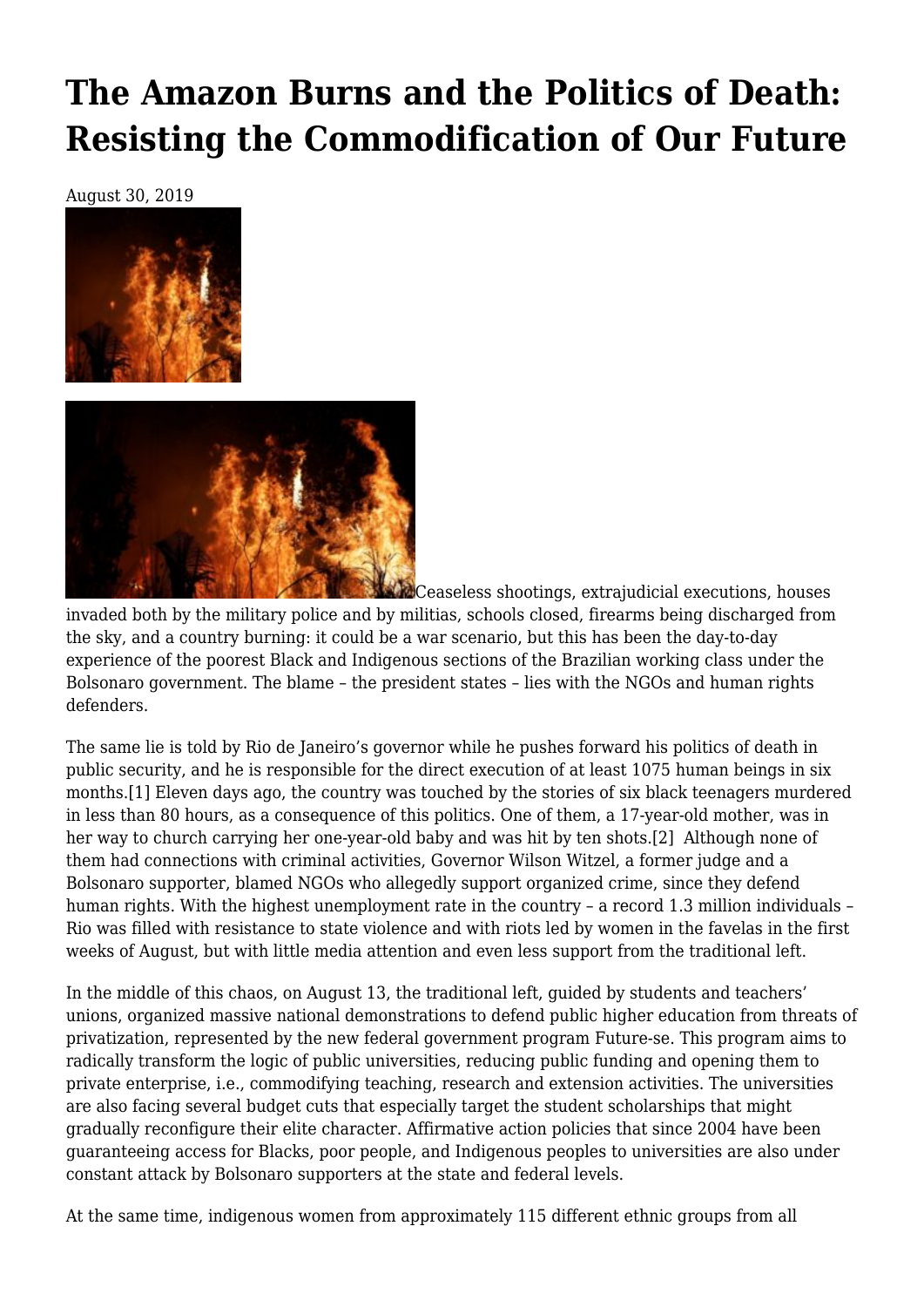# The Amazon Burns and the Politics of Death: Resisting the Commodification of Our Future

August 30, 2019

Ceaseless shootings, extrajudicial executions, houses invaded both by the military police and by militias, schools closed, firearms being discharged from the sky, and a country burning: it could be a war scenario, but this has been the day-to-day experience of the poorest Black and Indigenous sections of the Brazilian working class under the Bolsonaro government. The blame – the president states – lies with the NGOs and human rights defenders.

The same lie is told by Rio de Janeiro's governor while he pushes forward his politics of death in public security, and he is responsible for the direct execution of at least 1075 human beings in six months.[1] Eleven days ago, the country was touched by the stories of six black teenagers murdered in less than 80 hours, as a consequence of this politics. One of them, a 17-year-old mother, was in her way to church carrying her one-year-old baby and was hit by ten shots.[2] Although none of them had connections with criminal activities, Governor Wilson Witzel, a former judge and a Bolsonaro supporter, blamed NGOs who allegedly support organized crime, since they defend human rights. With the highest unemployment rate in the country – a record 1.3 million individuals – Rio was filled with resistance to state violence and with riots led by women in the favelas in the first weeks of August, but with little media attention and even less support from the traditional left.

In the middle of this chaos, on August 13, the traditional left, guided by students and teachers' unions, organized massive national demonstrations to defend public higher education from threats of privatization, represented by the new federal government program Future-se. This program aims to radically transform the logic of public universities, reducing public funding and opening them to private enterprise, i.e., commodifying teaching, research and extension activities. The universities are also facing several budget cuts that especially target the student scholarships that might gradually reconfigure their elite character. Affirmative action policies that since 2004 have been guaranteeing access for Blacks, poor people, and Indigenous peoples to universities are also under constant attack by Bolsonaro supporters at the state and federal levels.

At the same time, indigenous women from approximately 115 different ethnic groups from all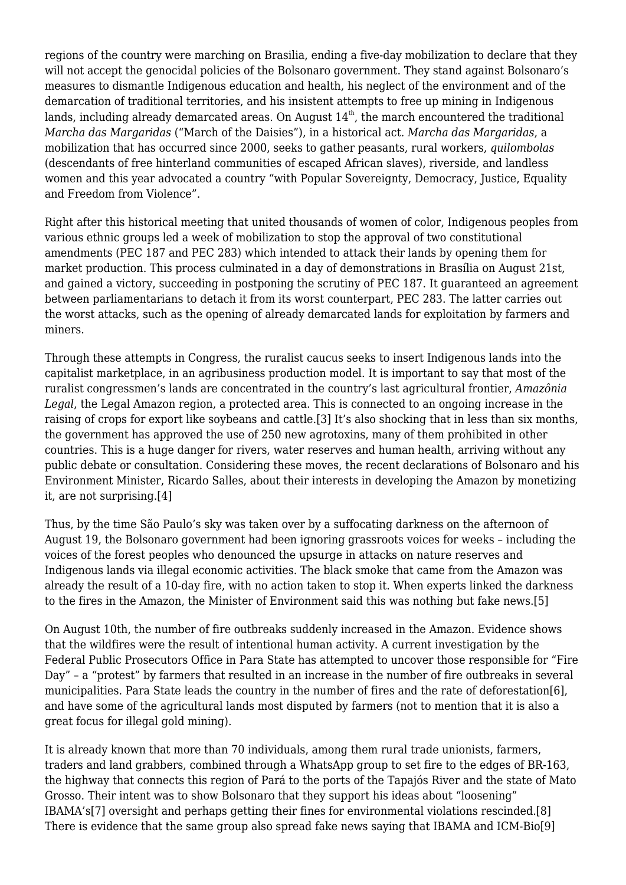regions of the country were marching on Brasilia, ending a five-day mobilization to declare that they will not accept the genocidal policies of the Bolsonaro government. They stand against Bolsonaro's measures to dismantle Indigenous education and health, his neglect of the environment and of the demarcation of traditional territories, and his insistent attempts to free up mining in Indigenous lands, including already demarcated areas. On August 14th, the march encountered the traditional *Marcha das Margaridas* ("March of the Daisies"), in a historical act. *Marcha das Margaridas*, a mobilization that has occurred since 2000, seeks to gather peasants, rural workers, *quilombolas* (descendants of free hinterland communities of escaped African slaves), riverside, and landless women and this year advocated a country "with Popular Sovereignty, Democracy, Justice, Equality and Freedom from Violence".

Right after this historical meeting that united thousands of women of color, Indigenous peoples from various ethnic groups led a week of mobilization to stop the approval of two constitutional amendments (PEC 187 and PEC 283) which intended to attack their lands by opening them for market production. This process culminated in a day of demonstrations in Brasília on August 21st, and gained a victory, succeeding in postponing the scrutiny of PEC 187. It guaranteed an agreement between parliamentarians to detach it from its worst counterpart, PEC 283. The latter carries out the worst attacks, such as the opening of already demarcated lands for exploitation by farmers and miners.

Through these attempts in Congress, the ruralist caucus seeks to insert Indigenous lands into the capitalist marketplace, in an agribusiness production model. It is important to say that most of the ruralist congressmen's lands are concentrated in the country's last agricultural frontier, *Amazônia Legal*, the Legal Amazon region, a protected area. This is connected to an ongoing increase in the raising of crops for export like soybeans and cattle.[3] It's also shocking that in less than six months, the government has approved the use of 250 new agrotoxins, many of them prohibited in other countries. This is a huge danger for rivers, water reserves and human health, arriving without any public debate or consultation. Considering these moves, the recent declarations of Bolsonaro and his Environment Minister, Ricardo Salles, about their interests in developing the Amazon by monetizing it, are not surprising.[4]

Thus, by the time São Paulo's sky was taken over by a suffocating darkness on the afternoon of August 19, the Bolsonaro government had been ignoring grassroots voices for weeks – including the voices of the forest peoples who denounced the upsurge in attacks on nature reserves and Indigenous lands via illegal economic activities. The black smoke that came from the Amazon was already the result of a 10-day fire, with no action taken to stop it. When experts linked the darkness to the fires in the Amazon, the Minister of Environment said this was nothing but fake news.[5]

On August 10th, the number of fire outbreaks suddenly increased in the Amazon. Evidence shows that the wildfires were the result of intentional human activity. A current investigation by the Federal Public Prosecutors Office in Para State has attempted to uncover those responsible for "Fire Day" – a "protest" by farmers that resulted in an increase in the number of fire outbreaks in several municipalities. Para State leads the country in the number of fires and the rate of deforestation[6], and have some of the agricultural lands most disputed by farmers (not to mention that it is also a great focus for illegal gold mining).

It is already known that more than 70 individuals, among them rural trade unionists, farmers, traders and land grabbers, combined through a WhatsApp group to set fire to the edges of BR-163, the highway that connects this region of Pará to the ports of the Tapajós River and the state of Mato Grosso. Their intent was to show Bolsonaro that they support his ideas about "loosening" IBAMA's[7] oversight and perhaps getting their fines for environmental violations rescinded.[8] There is evidence that the same group also spread fake news saying that IBAMA and ICM-Bio[9]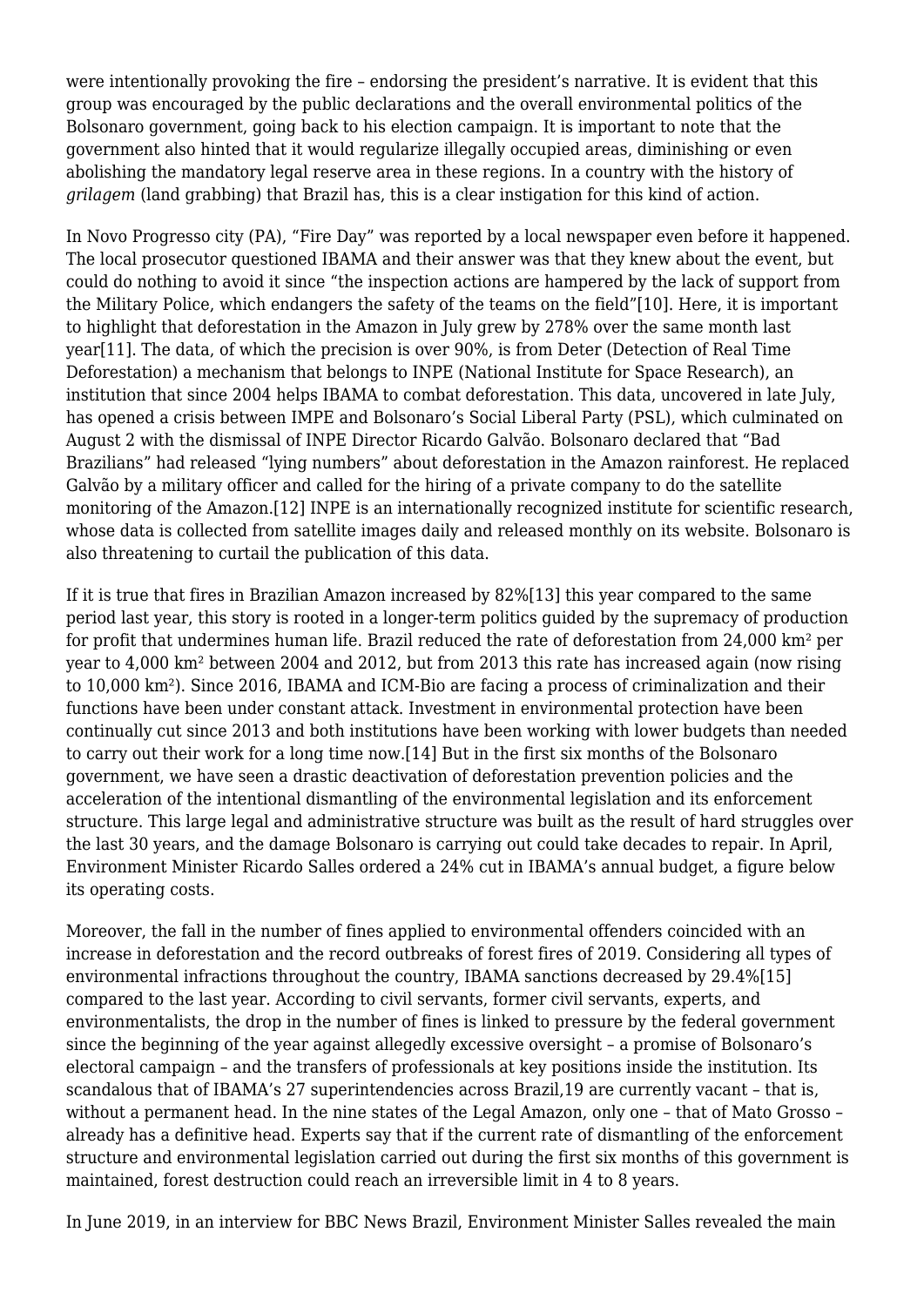were intentionally provoking the fire – endorsing the president's narrative. It is evident that this group was encouraged by the public declarations and the overall environmental politics of the Bolsonaro government, going back to his election campaign. It is important to note that the government also hinted that it would regularize illegally occupied areas, diminishing or even abolishing the mandatory legal reserve area in these regions. In a country with the history of *grilagem* (land grabbing) that Brazil has, this is a clear instigation for this kind of action.

In Novo Progresso city (PA), "Fire Day" was reported by a local newspaper even before it happened. The local prosecutor questioned IBAMA and their answer was that they knew about the event, but could do nothing to avoid it since "the inspection actions are hampered by the lack of support from the Military Police, which endangers the safety of the teams on the field"[10]. Here, it is important to highlight that deforestation in the Amazon in July grew by 278% over the same month last year[11]. The data, of which the precision is over 90%, is from Deter (Detection of Real Time Deforestation) a mechanism that belongs to INPE (National Institute for Space Research), an institution that since 2004 helps IBAMA to combat deforestation. This data, uncovered in late July, has opened a crisis between IMPE and Bolsonaro's Social Liberal Party (PSL), which culminated on August 2 with the dismissal of INPE Director Ricardo Galvão. Bolsonaro declared that "Bad Brazilians" had released "lying numbers" about deforestation in the Amazon rainforest. He replaced Galvão by a military officer and called for the hiring of a private company to do the satellite monitoring of the Amazon.[12] INPE is an internationally recognized institute for scientific research, whose data is collected from satellite images daily and released monthly on its website. Bolsonaro is also threatening to curtail the publication of this data.

If it is true that fires in Brazilian Amazon increased by 82%[13] this year compared to the same period last year, this story is rooted in a longer-term politics guided by the supremacy of production for profit that undermines human life. Brazil reduced the rate of deforestation from 24,000 km² per year to 4,000 km² between 2004 and 2012, but from 2013 this rate has increased again (now rising to 10,000 km²). Since 2016, IBAMA and ICM-Bio are facing a process of criminalization and their functions have been under constant attack. Investment in environmental protection have been continually cut since 2013 and both institutions have been working with lower budgets than needed to carry out their work for a long time now.[14] But in the first six months of the Bolsonaro government, we have seen a drastic deactivation of deforestation prevention policies and the acceleration of the intentional dismantling of the environmental legislation and its enforcement structure. This large legal and administrative structure was built as the result of hard struggles over the last 30 years, and the damage Bolsonaro is carrying out could take decades to repair. In April, Environment Minister Ricardo Salles ordered a 24% cut in IBAMA's annual budget, a figure below its operating costs.

Moreover, the fall in the number of fines applied to environmental offenders coincided with an increase in deforestation and the record outbreaks of forest fires of 2019. Considering all types of environmental infractions throughout the country, IBAMA sanctions decreased by 29.4%[15] compared to the last year. According to civil servants, former civil servants, experts, and environmentalists, the drop in the number of fines is linked to pressure by the federal government since the beginning of the year against allegedly excessive oversight – a promise of Bolsonaro's electoral campaign – and the transfers of professionals at key positions inside the institution. Its scandalous that of IBAMA's 27 superintendencies across Brazil,19 are currently vacant – that is, without a permanent head. In the nine states of the Legal Amazon, only one – that of Mato Grosso – already has a definitive head. Experts say that if the current rate of dismantling of the enforcement structure and environmental legislation carried out during the first six months of this government is maintained, forest destruction could reach an irreversible limit in 4 to 8 years.

In June 2019, in an interview for BBC News Brazil, Environment Minister Salles revealed the main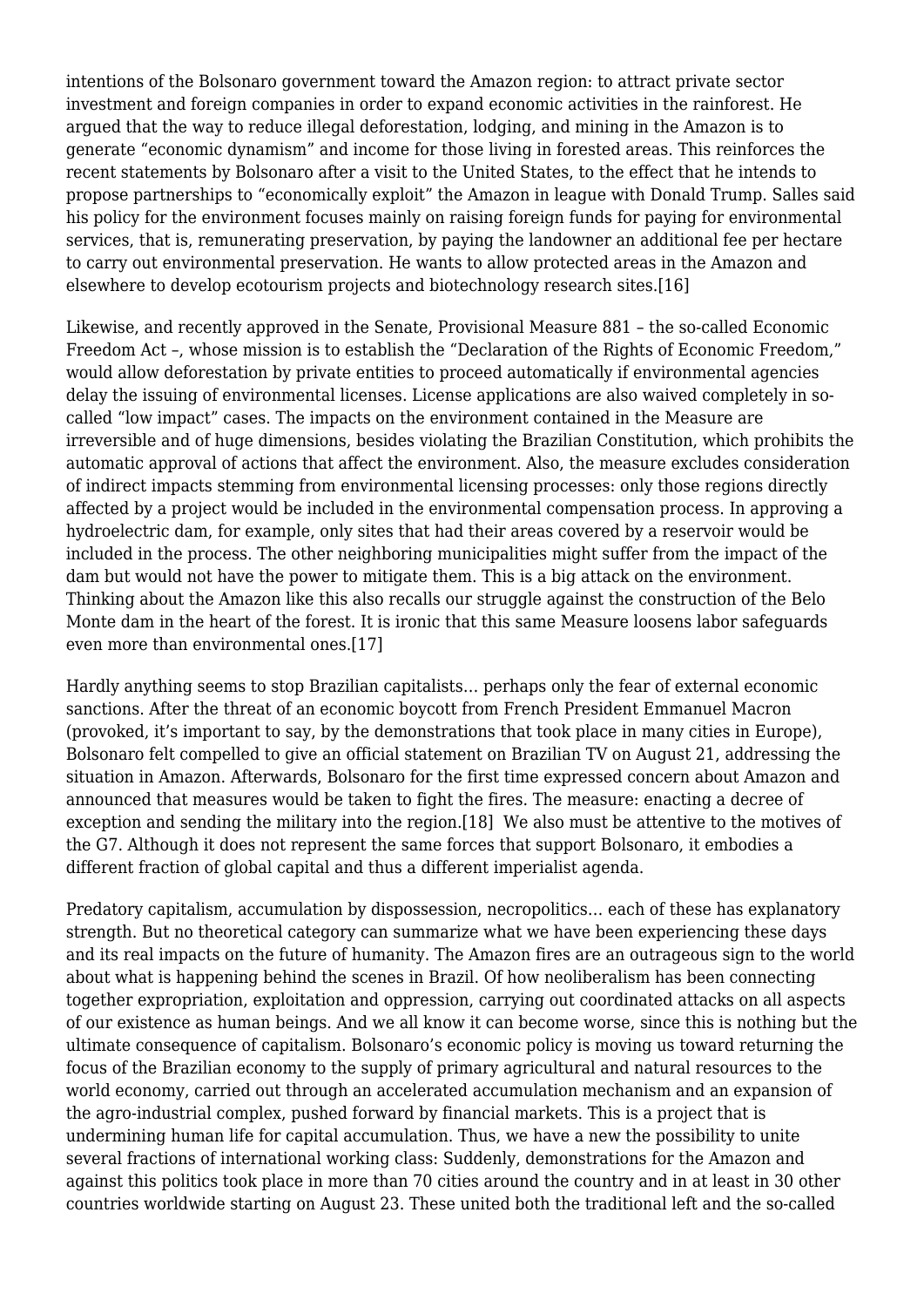intentions of the Bolsonaro government toward the Amazon region: to attract private sector investment and foreign companies in order to expand economic activities in the rainforest. He argued that the way to reduce illegal deforestation, lodging, and mining in the Amazon is to generate "economic dynamism" and income for those living in forested areas. This reinforces the recent statements by Bolsonaro after a visit to the United States, to the effect that he intends to propose partnerships to "economically exploit" the Amazon in league with Donald Trump. Salles said his policy for the environment focuses mainly on raising foreign funds for paying for environmental services, that is, remunerating preservation, by paying the landowner an additional fee per hectare to carry out environmental preservation. He wants to allow protected areas in the Amazon and elsewhere to develop ecotourism projects and biotechnology research sites.[16]

Likewise, and recently approved in the Senate, Provisional Measure 881 – the so-called Economic Freedom Act –, whose mission is to establish the "Declaration of the Rights of Economic Freedom," would allow deforestation by private entities to proceed automatically if environmental agencies delay the issuing of environmental licenses. License applications are also waived completely in so-called "low impact" cases. The impacts on the environment contained in the Measure are irreversible and of huge dimensions, besides violating the Brazilian Constitution, which prohibits the automatic approval of actions that affect the environment. Also, the measure excludes consideration of indirect impacts stemming from environmental licensing processes: only those regions directly affected by a project would be included in the environmental compensation process. In approving a hydroelectric dam, for example, only sites that had their areas covered by a reservoir would be included in the process. The other neighboring municipalities might suffer from the impact of the dam but would not have the power to mitigate them. This is a big attack on the environment. Thinking about the Amazon like this also recalls our struggle against the construction of the Belo Monte dam in the heart of the forest. It is ironic that this same Measure loosens labor safeguards even more than environmental ones.[17]

Hardly anything seems to stop Brazilian capitalists… perhaps only the fear of external economic sanctions. After the threat of an economic boycott from French President Emmanuel Macron (provoked, it's important to say, by the demonstrations that took place in many cities in Europe), Bolsonaro felt compelled to give an official statement on Brazilian TV on August 21, addressing the situation in Amazon. Afterwards, Bolsonaro for the first time expressed concern about Amazon and announced that measures would be taken to fight the fires. The measure: enacting a decree of exception and sending the military into the region.[18] We also must be attentive to the motives of the G7. Although it does not represent the same forces that support Bolsonaro, it embodies a different fraction of global capital and thus a different imperialist agenda.

Predatory capitalism, accumulation by dispossession, necropolitics… each of these has explanatory strength. But no theoretical category can summarize what we have been experiencing these days and its real impacts on the future of humanity. The Amazon fires are an outrageous sign to the world about what is happening behind the scenes in Brazil. Of how neoliberalism has been connecting together expropriation, exploitation and oppression, carrying out coordinated attacks on all aspects of our existence as human beings. And we all know it can become worse, since this is nothing but the ultimate consequence of capitalism. Bolsonaro's economic policy is moving us toward returning the focus of the Brazilian economy to the supply of primary agricultural and natural resources to the world economy, carried out through an accelerated accumulation mechanism and an expansion of the agro-industrial complex, pushed forward by financial markets. This is a project that is undermining human life for capital accumulation. Thus, we have a new the possibility to unite several fractions of international working class: Suddenly, demonstrations for the Amazon and against this politics took place in more than 70 cities around the country and in at least in 30 other countries worldwide starting on August 23. These united both the traditional left and the so-called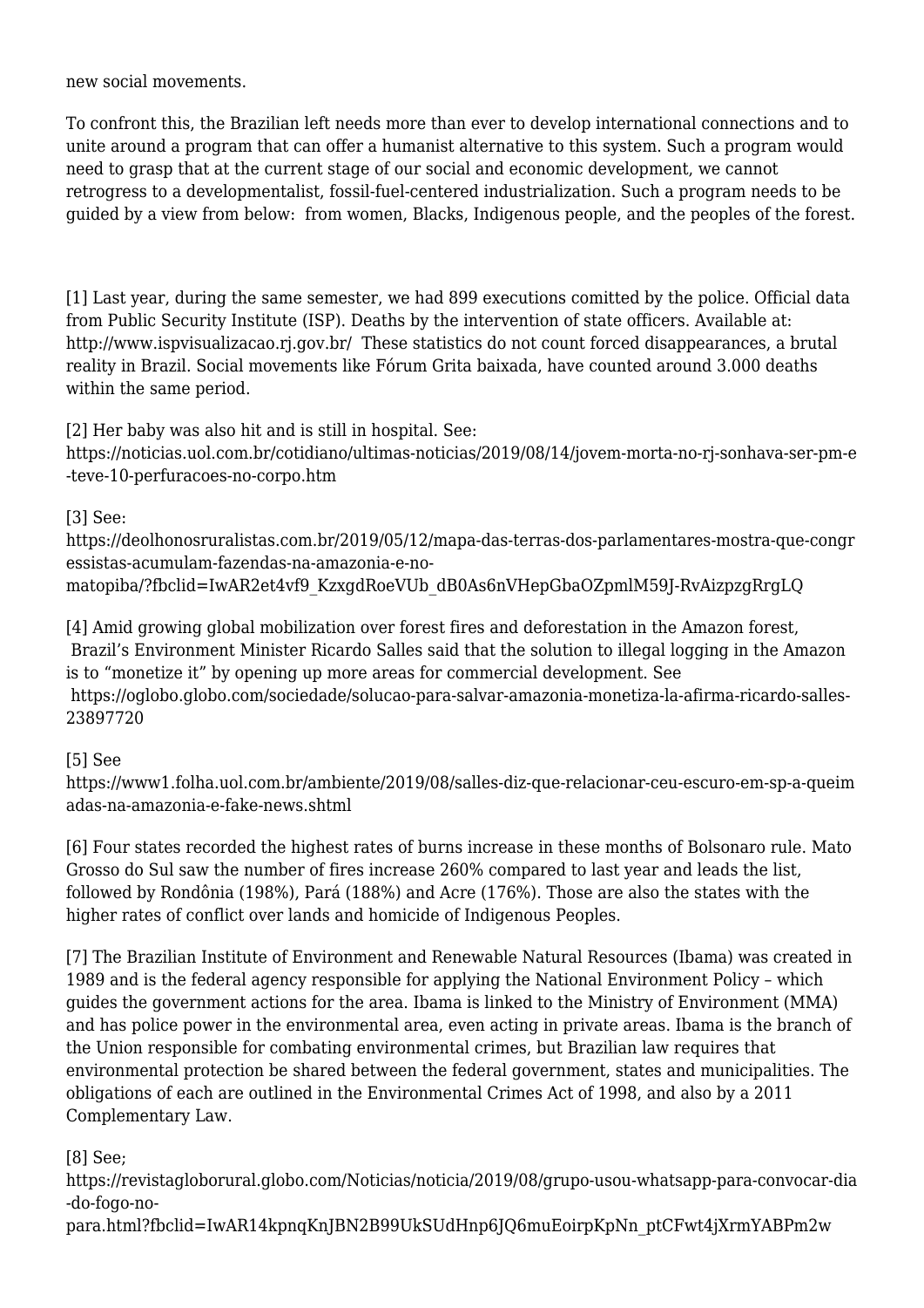new social movements.

To confront this, the Brazilian left needs more than ever to develop international connections and to unite around a program that can offer a humanist alternative to this system. Such a program would need to grasp that at the current stage of our social and economic development, we cannot retrogress to a developmentalist, fossil-fuel-centered industrialization. Such a program needs to be guided by a view from below: from women, Blacks, Indigenous people, and the peoples of the forest.

[1] Last year, during the same semester, we had 899 executions comitted by the police. Official data from Public Security Institute (ISP). Deaths by the intervention of state officers. Available at: http://www.ispvisualizacao.rj.gov.br/ These statistics do not count forced disappearances, a brutal reality in Brazil. Social movements like Fórum Grita baixada, have counted around 3.000 deaths within the same period.

[2] Her baby was also hit and is still in hospital. See: https://noticias.uol.com.br/cotidiano/ultimas-noticias/2019/08/14/jovem-morta-no-rj-sonhava-ser-pm-e-teve-10-perfuracoes-no-corpo.htm

[3] See: https://deolhonosruralistas.com.br/2019/05/12/mapa-das-terras-dos-parlamentares-mostra-que-congressistas-acumulam-fazendas-na-amazonia-e-no-matopiba/?fbclid=IwAR2et4vf9_KzxgdRoeVUb_dB0As6nVHepGbaOZpmlM59J-RvAizpzgRrgLQ

[4] Amid growing global mobilization over forest fires and deforestation in the Amazon forest, Brazil's Environment Minister Ricardo Salles said that the solution to illegal logging in the Amazon is to "monetize it" by opening up more areas for commercial development. See https://oglobo.globo.com/sociedade/solucao-para-salvar-amazonia-monetiza-la-afirma-ricardo-salles-23897720

[5] See https://www1.folha.uol.com.br/ambiente/2019/08/salles-diz-que-relacionar-ceu-escuro-em-sp-a-queimadas-na-amazonia-e-fake-news.shtml

[6] Four states recorded the highest rates of burns increase in these months of Bolsonaro rule. Mato Grosso do Sul saw the number of fires increase 260% compared to last year and leads the list, followed by Rondônia (198%), Pará (188%) and Acre (176%). Those are also the states with the higher rates of conflict over lands and homicide of Indigenous Peoples.

[7] The Brazilian Institute of Environment and Renewable Natural Resources (Ibama) was created in 1989 and is the federal agency responsible for applying the National Environment Policy – which guides the government actions for the area. Ibama is linked to the Ministry of Environment (MMA) and has police power in the environmental area, even acting in private areas. Ibama is the branch of the Union responsible for combating environmental crimes, but Brazilian law requires that environmental protection be shared between the federal government, states and municipalities. The obligations of each are outlined in the Environmental Crimes Act of 1998, and also by a 2011 Complementary Law.

[8] See; https://revistagloborural.globo.com/Noticias/noticia/2019/08/grupo-usou-whatsapp-para-convocar-dia-do-fogo-no-para.html?fbclid=IwAR14kpnqKnJBN2B99UkSUdHnp6JQ6muEoirpKpNn_ptCFwt4jXrmYABPm2w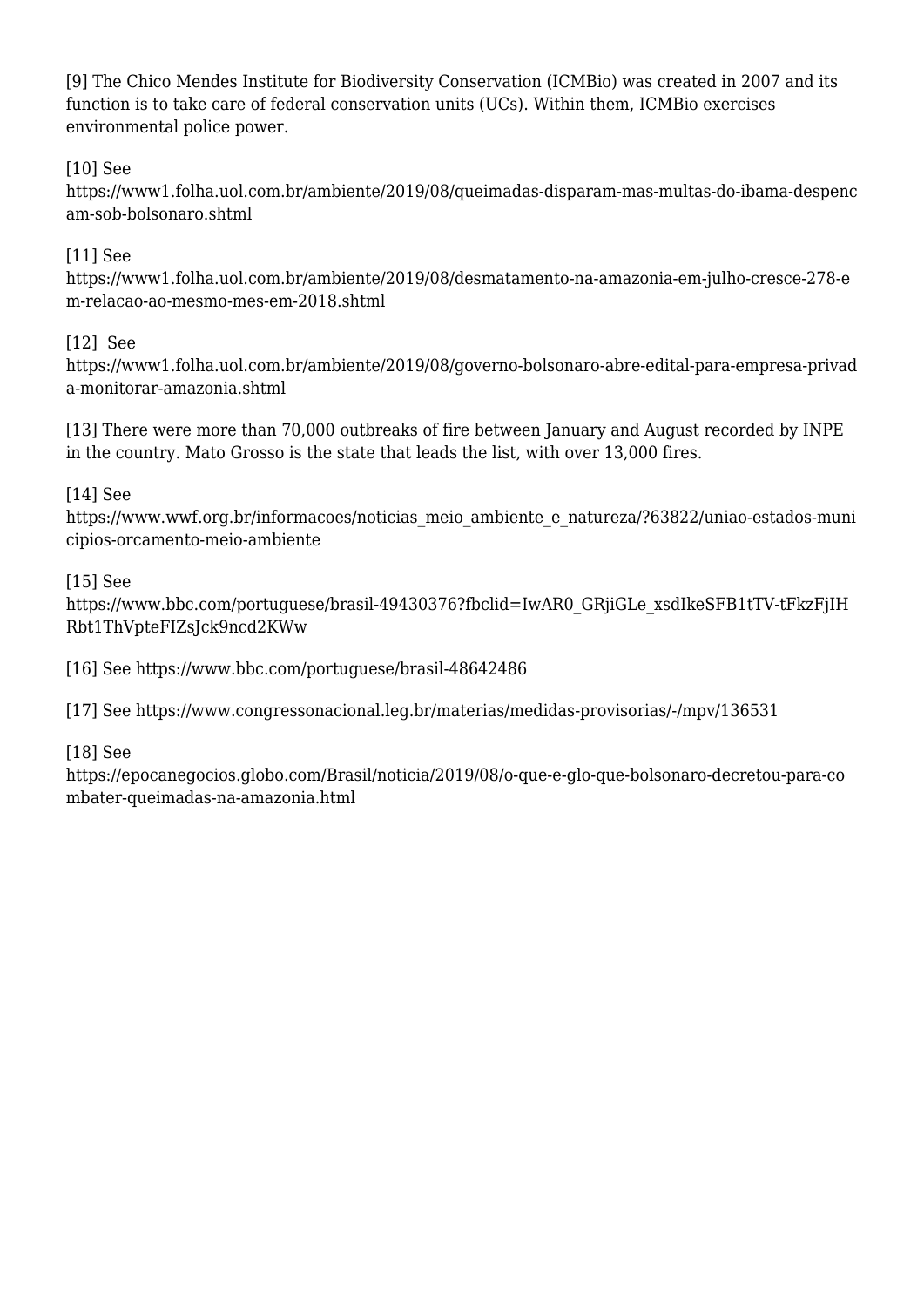[9] The Chico Mendes Institute for Biodiversity Conservation (ICMBio) was created in 2007 and its function is to take care of federal conservation units (UCs). Within them, ICMBio exercises environmental police power.

[10] See https://www1.folha.uol.com.br/ambiente/2019/08/queimadas-disparam-mas-multas-do-ibama-despencam-sob-bolsonaro.shtml

[11] See https://www1.folha.uol.com.br/ambiente/2019/08/desmatamento-na-amazonia-em-julho-cresce-278-em-relacao-ao-mesmo-mes-em-2018.shtml

[12] See https://www1.folha.uol.com.br/ambiente/2019/08/governo-bolsonaro-abre-edital-para-empresa-privada-monitorar-amazonia.shtml

[13] There were more than 70,000 outbreaks of fire between January and August recorded by INPE in the country. Mato Grosso is the state that leads the list, with over 13,000 fires.

[14] See https://www.wwf.org.br/informacoes/noticias_meio_ambiente_e_natureza/?63822/uniao-estados-municipios-orcamento-meio-ambiente

[15] See https://www.bbc.com/portuguese/brasil-49430376?fbclid=IwAR0_GRjiGLe_xsdIkeSFB1tTV-tFkzFjIHRbt1ThVpteFIZsJck9ncd2KWw

[16] See https://www.bbc.com/portuguese/brasil-48642486

[17] See https://www.congressonacional.leg.br/materias/medidas-provisorias/-/mpv/136531

[18] See https://epocanegocios.globo.com/Brasil/noticia/2019/08/o-que-e-glo-que-bolsonaro-decretou-para-combater-queimadas-na-amazonia.html